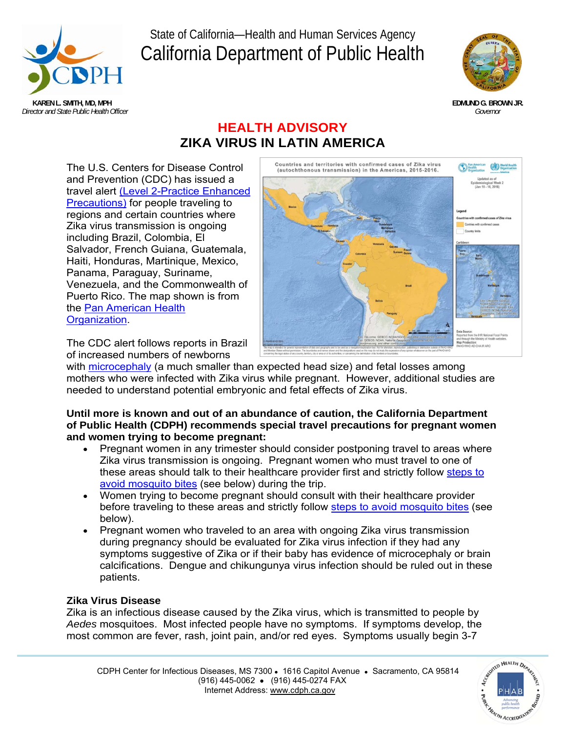State of California—Health and Human Services Agency

# California Department of Public Health

**KAREN L. SMITH, MD, MPH**
*Director and State Public Health Officer*

**EDMUND G. BROWN JR.**
*Governor*

## HEALTH ADVISORY
## ZIKA VIRUS IN LATIN AMERICA

The U.S. Centers for Disease Control and Prevention (CDC) has issued a travel alert (Level 2-Practice Enhanced Precautions) for people traveling to regions and certain countries where Zika virus transmission is ongoing including Brazil, Colombia, El Salvador, French Guiana, Guatemala, Haiti, Honduras, Martinique, Mexico, Panama, Paraguay, Suriname, Venezuela, and the Commonwealth of Puerto Rico. The map shown is from the Pan American Health Organization.

The CDC alert follows reports in Brazil of increased numbers of newborns with microcephaly (a much smaller than expected head size) and fetal losses among mothers who were infected with Zika virus while pregnant. However, additional studies are needed to understand potential embryonic and fetal effects of Zika virus.

**Until more is known and out of an abundance of caution, the California Department of Public Health (CDPH) recommends special travel precautions for pregnant women and women trying to become pregnant:**

- Pregnant women in any trimester should consider postponing travel to areas where Zika virus transmission is ongoing. Pregnant women who must travel to one of these areas should talk to their healthcare provider first and strictly follow steps to avoid mosquito bites (see below) during the trip.
- Women trying to become pregnant should consult with their healthcare provider before traveling to these areas and strictly follow steps to avoid mosquito bites (see below).
- Pregnant women who traveled to an area with ongoing Zika virus transmission during pregnancy should be evaluated for Zika virus infection if they had any symptoms suggestive of Zika or if their baby has evidence of microcephaly or brain calcifications. Dengue and chikungunya virus infection should be ruled out in these patients.

### Zika Virus Disease

Zika is an infectious disease caused by the Zika virus, which is transmitted to people by *Aedes* mosquitoes. Most infected people have no symptoms. If symptoms develop, the most common are fever, rash, joint pain, and/or red eyes. Symptoms usually begin 3-7

CDPH Center for Infectious Diseases, MS 7300 • 1616 Capitol Avenue • Sacramento, CA 95814
(916) 445-0062 • (916) 445-0274 FAX
Internet Address: www.cdph.ca.gov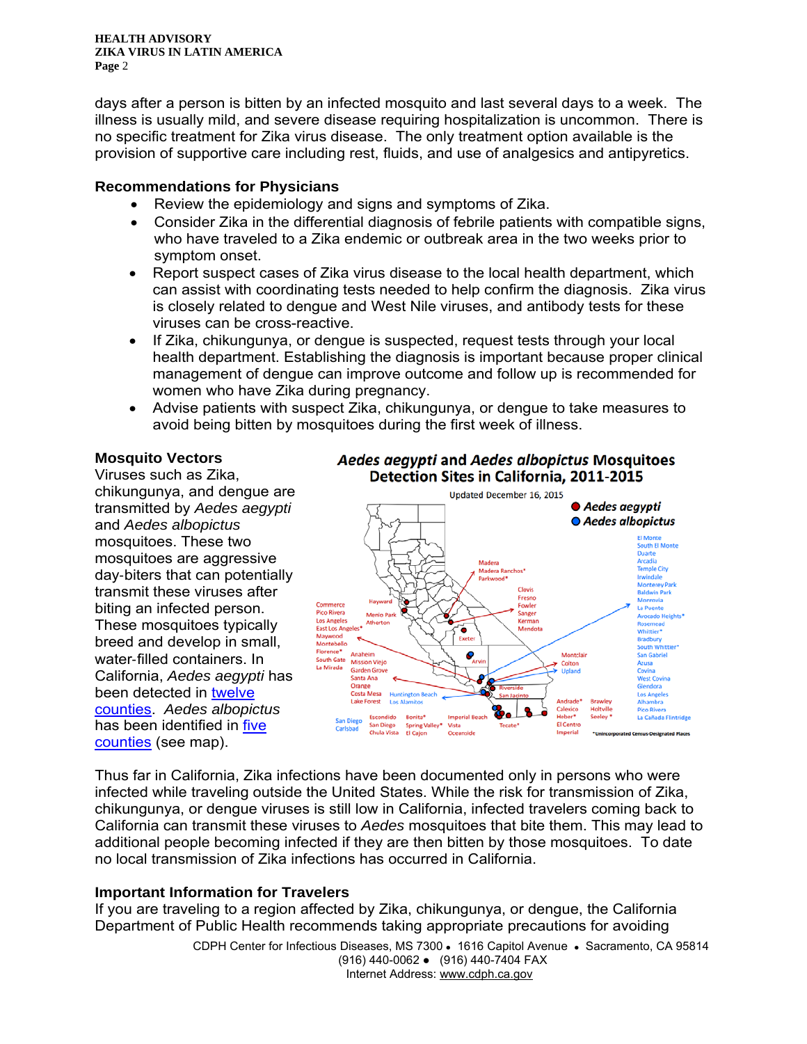days after a person is bitten by an infected mosquito and last several days to a week. The illness is usually mild, and severe disease requiring hospitalization is uncommon. There is no specific treatment for Zika virus disease. The only treatment option available is the provision of supportive care including rest, fluids, and use of analgesics and antipyretics.

### Recommendations for Physicians

- Review the epidemiology and signs and symptoms of Zika.
- Consider Zika in the differential diagnosis of febrile patients with compatible signs, who have traveled to a Zika endemic or outbreak area in the two weeks prior to symptom onset.
- Report suspect cases of Zika virus disease to the local health department, which can assist with coordinating tests needed to help confirm the diagnosis. Zika virus is closely related to dengue and West Nile viruses, and antibody tests for these viruses can be cross-reactive.
- If Zika, chikungunya, or dengue is suspected, request tests through your local health department. Establishing the diagnosis is important because proper clinical management of dengue can improve outcome and follow up is recommended for women who have Zika during pregnancy.
- Advise patients with suspect Zika, chikungunya, or dengue to take measures to avoid being bitten by mosquitoes during the first week of illness.

### Mosquito Vectors

Viruses such as Zika, chikungunya, and dengue are transmitted by *Aedes aegypti* and *Aedes albopictus* mosquitoes. These two mosquitoes are aggressive day-biters that can potentially transmit these viruses after biting an infected person. These mosquitoes typically breed and develop in small, water-filled containers. In California, *Aedes aegypti* has been detected in twelve counties. *Aedes albopictus* has been identified in five counties (see map).

***Aedes aegypti*** **and** ***Aedes albopictus*** **Mosquitoes Detection Sites in California, 2011-2015**

Updated December 16, 2015

Thus far in California, Zika infections have been documented only in persons who were infected while traveling outside the United States. While the risk for transmission of Zika, chikungunya, or dengue viruses is still low in California, infected travelers coming back to California can transmit these viruses to *Aedes* mosquitoes that bite them. This may lead to additional people becoming infected if they are then bitten by those mosquitoes. To date no local transmission of Zika infections has occurred in California.

### Important Information for Travelers

If you are traveling to a region affected by Zika, chikungunya, or dengue, the California Department of Public Health recommends taking appropriate precautions for avoiding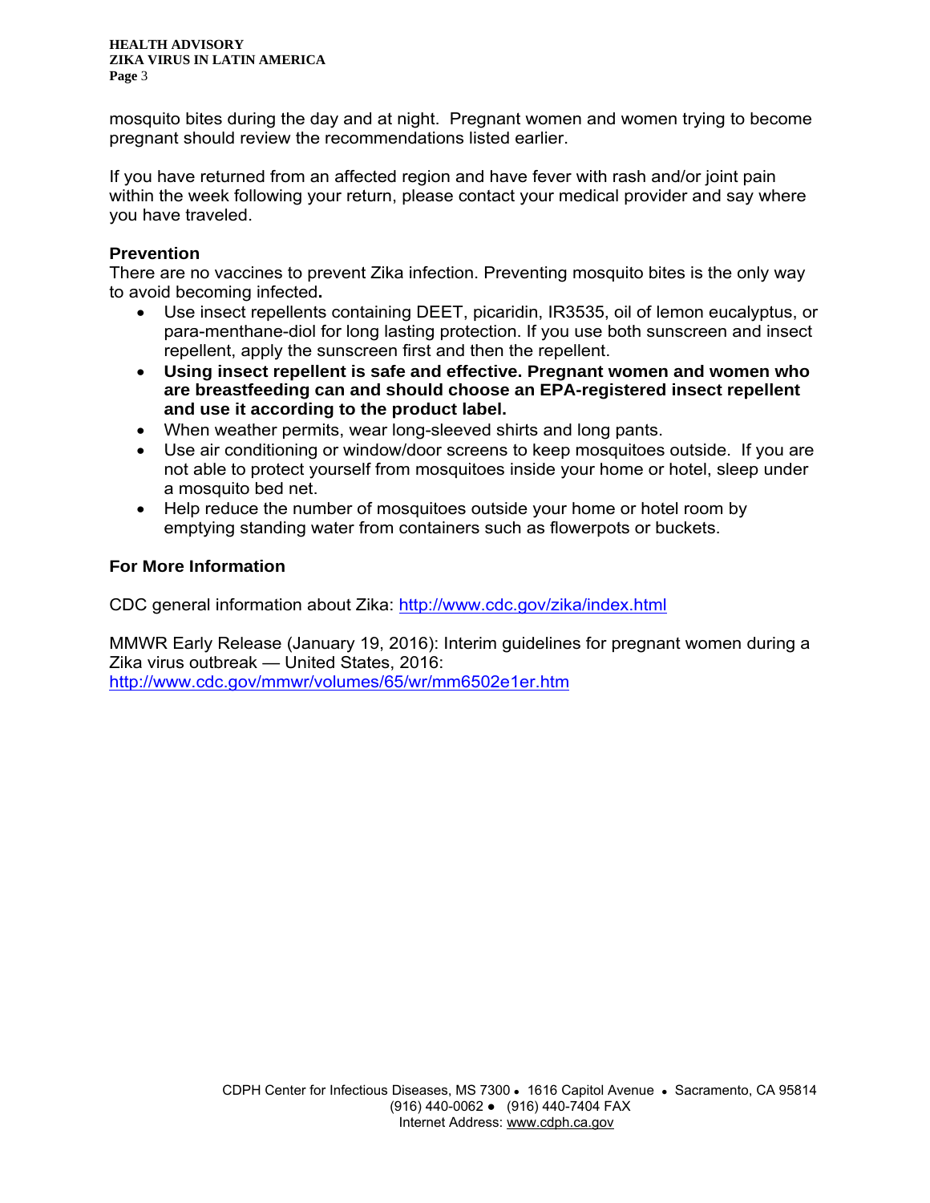mosquito bites during the day and at night. Pregnant women and women trying to become pregnant should review the recommendations listed earlier.

If you have returned from an affected region and have fever with rash and/or joint pain within the week following your return, please contact your medical provider and say where you have traveled.

### Prevention

There are no vaccines to prevent Zika infection. Preventing mosquito bites is the only way to avoid becoming infected**.**

- Use insect repellents containing DEET, picaridin, IR3535, oil of lemon eucalyptus, or para-menthane-diol for long lasting protection. If you use both sunscreen and insect repellent, apply the sunscreen first and then the repellent.
- **Using insect repellent is safe and effective. Pregnant women and women who are breastfeeding can and should choose an EPA-registered insect repellent and use it according to the product label.**
- When weather permits, wear long-sleeved shirts and long pants.
- Use air conditioning or window/door screens to keep mosquitoes outside. If you are not able to protect yourself from mosquitoes inside your home or hotel, sleep under a mosquito bed net.
- Help reduce the number of mosquitoes outside your home or hotel room by emptying standing water from containers such as flowerpots or buckets.

### For More Information

CDC general information about Zika: http://www.cdc.gov/zika/index.html

MMWR Early Release (January 19, 2016): Interim guidelines for pregnant women during a Zika virus outbreak — United States, 2016: http://www.cdc.gov/mmwr/volumes/65/wr/mm6502e1er.htm